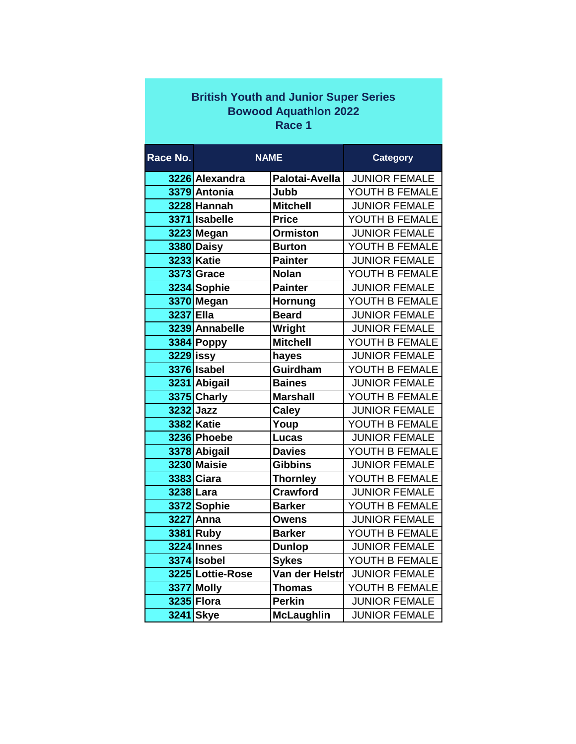# British Youth and Junior Super Series
## Bowood Aquathlon 2022
## Race 1

| Race No. | NAME | | Category |
|---|---|---|---|
| 3226 | Alexandra | Palotai-Avella | JUNIOR FEMALE |
| 3379 | Antonia | Jubb | YOUTH B FEMALE |
| 3228 | Hannah | Mitchell | JUNIOR FEMALE |
| 3371 | Isabelle | Price | YOUTH B FEMALE |
| 3223 | Megan | Ormiston | JUNIOR FEMALE |
| 3380 | Daisy | Burton | YOUTH B FEMALE |
| 3233 | Katie | Painter | JUNIOR FEMALE |
| 3373 | Grace | Nolan | YOUTH B FEMALE |
| 3234 | Sophie | Painter | JUNIOR FEMALE |
| 3370 | Megan | Hornung | YOUTH B FEMALE |
| 3237 | Ella | Beard | JUNIOR FEMALE |
| 3239 | Annabelle | Wright | JUNIOR FEMALE |
| 3384 | Poppy | Mitchell | YOUTH B FEMALE |
| 3229 | issy | hayes | JUNIOR FEMALE |
| 3376 | Isabel | Guirdham | YOUTH B FEMALE |
| 3231 | Abigail | Baines | JUNIOR FEMALE |
| 3375 | Charly | Marshall | YOUTH B FEMALE |
| 3232 | Jazz | Caley | JUNIOR FEMALE |
| 3382 | Katie | Youp | YOUTH B FEMALE |
| 3236 | Phoebe | Lucas | JUNIOR FEMALE |
| 3378 | Abigail | Davies | YOUTH B FEMALE |
| 3230 | Maisie | Gibbins | JUNIOR FEMALE |
| 3383 | Ciara | Thornley | YOUTH B FEMALE |
| 3238 | Lara | Crawford | JUNIOR FEMALE |
| 3372 | Sophie | Barker | YOUTH B FEMALE |
| 3227 | Anna | Owens | JUNIOR FEMALE |
| 3381 | Ruby | Barker | YOUTH B FEMALE |
| 3224 | Innes | Dunlop | JUNIOR FEMALE |
| 3374 | Isobel | Sykes | YOUTH B FEMALE |
| 3225 | Lottie-Rose | Van der Helstr | JUNIOR FEMALE |
| 3377 | Molly | Thomas | YOUTH B FEMALE |
| 3235 | Flora | Perkin | JUNIOR FEMALE |
| 3241 | Skye | McLaughlin | JUNIOR FEMALE |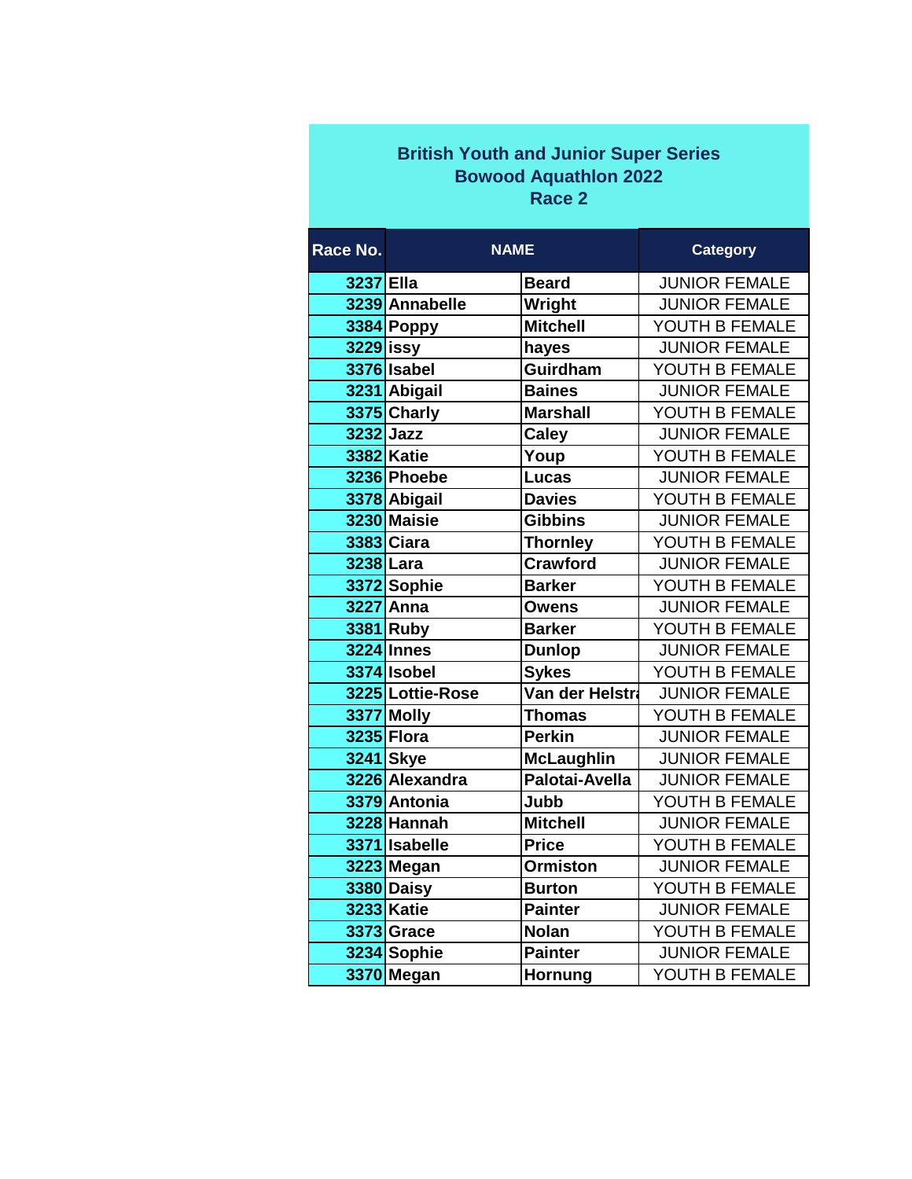# British Youth and Junior Super Series
## Bowood Aquathlon 2022
## Race 2

| Race No. | NAME | | Category |
|---|---|---|---|
| 3237 | Ella | Beard | JUNIOR FEMALE |
| 3239 | Annabelle | Wright | JUNIOR FEMALE |
| 3384 | Poppy | Mitchell | YOUTH B FEMALE |
| 3229 | issy | hayes | JUNIOR FEMALE |
| 3376 | Isabel | Guirdham | YOUTH B FEMALE |
| 3231 | Abigail | Baines | JUNIOR FEMALE |
| 3375 | Charly | Marshall | YOUTH B FEMALE |
| 3232 | Jazz | Caley | JUNIOR FEMALE |
| 3382 | Katie | Youp | YOUTH B FEMALE |
| 3236 | Phoebe | Lucas | JUNIOR FEMALE |
| 3378 | Abigail | Davies | YOUTH B FEMALE |
| 3230 | Maisie | Gibbins | JUNIOR FEMALE |
| 3383 | Ciara | Thornley | YOUTH B FEMALE |
| 3238 | Lara | Crawford | JUNIOR FEMALE |
| 3372 | Sophie | Barker | YOUTH B FEMALE |
| 3227 | Anna | Owens | JUNIOR FEMALE |
| 3381 | Ruby | Barker | YOUTH B FEMALE |
| 3224 | Innes | Dunlop | JUNIOR FEMALE |
| 3374 | Isobel | Sykes | YOUTH B FEMALE |
| 3225 | Lottie-Rose | Van der Helstra | JUNIOR FEMALE |
| 3377 | Molly | Thomas | YOUTH B FEMALE |
| 3235 | Flora | Perkin | JUNIOR FEMALE |
| 3241 | Skye | McLaughlin | JUNIOR FEMALE |
| 3226 | Alexandra | Palotai-Avella | JUNIOR FEMALE |
| 3379 | Antonia | Jubb | YOUTH B FEMALE |
| 3228 | Hannah | Mitchell | JUNIOR FEMALE |
| 3371 | Isabelle | Price | YOUTH B FEMALE |
| 3223 | Megan | Ormiston | JUNIOR FEMALE |
| 3380 | Daisy | Burton | YOUTH B FEMALE |
| 3233 | Katie | Painter | JUNIOR FEMALE |
| 3373 | Grace | Nolan | YOUTH B FEMALE |
| 3234 | Sophie | Painter | JUNIOR FEMALE |
| 3370 | Megan | Hornung | YOUTH B FEMALE |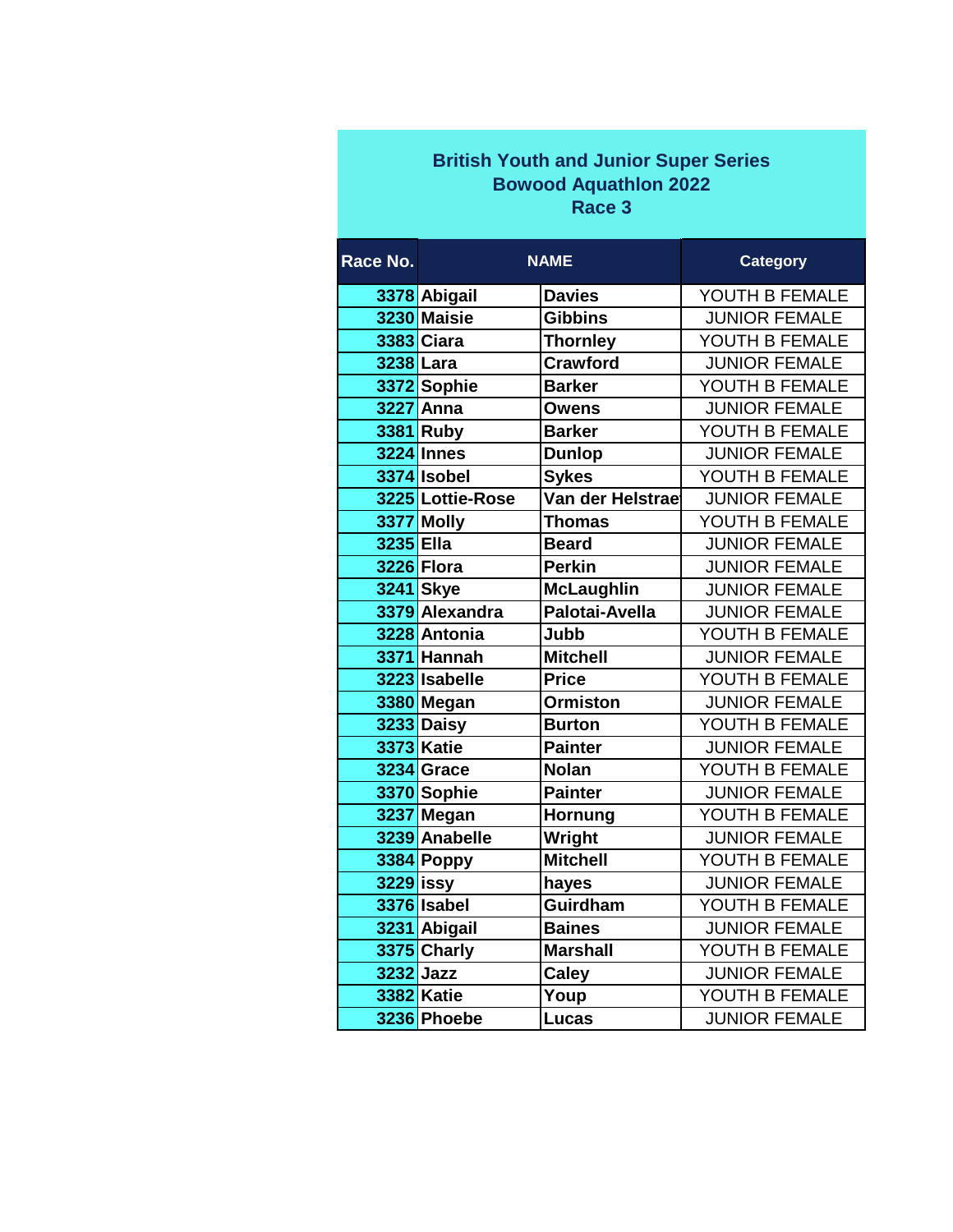## British Youth and Junior Super Series
## Bowood Aquathlon 2022
## Race 3

| Race No. | NAME | | Category |
|---|---|---|---|
| 3378 | Abigail | Davies | YOUTH B FEMALE |
| 3230 | Maisie | Gibbins | JUNIOR FEMALE |
| 3383 | Ciara | Thornley | YOUTH B FEMALE |
| 3238 | Lara | Crawford | JUNIOR FEMALE |
| 3372 | Sophie | Barker | YOUTH B FEMALE |
| 3227 | Anna | Owens | JUNIOR FEMALE |
| 3381 | Ruby | Barker | YOUTH B FEMALE |
| 3224 | Innes | Dunlop | JUNIOR FEMALE |
| 3374 | Isobel | Sykes | YOUTH B FEMALE |
| 3225 | Lottie-Rose | Van der Helstrae | JUNIOR FEMALE |
| 3377 | Molly | Thomas | YOUTH B FEMALE |
| 3235 | Ella | Beard | JUNIOR FEMALE |
| 3226 | Flora | Perkin | JUNIOR FEMALE |
| 3241 | Skye | McLaughlin | JUNIOR FEMALE |
| 3379 | Alexandra | Palotai-Avella | JUNIOR FEMALE |
| 3228 | Antonia | Jubb | YOUTH B FEMALE |
| 3371 | Hannah | Mitchell | JUNIOR FEMALE |
| 3223 | Isabelle | Price | YOUTH B FEMALE |
| 3380 | Megan | Ormiston | JUNIOR FEMALE |
| 3233 | Daisy | Burton | YOUTH B FEMALE |
| 3373 | Katie | Painter | JUNIOR FEMALE |
| 3234 | Grace | Nolan | YOUTH B FEMALE |
| 3370 | Sophie | Painter | JUNIOR FEMALE |
| 3237 | Megan | Hornung | YOUTH B FEMALE |
| 3239 | Anabelle | Wright | JUNIOR FEMALE |
| 3384 | Poppy | Mitchell | YOUTH B FEMALE |
| 3229 | issy | hayes | JUNIOR FEMALE |
| 3376 | Isabel | Guirdham | YOUTH B FEMALE |
| 3231 | Abigail | Baines | JUNIOR FEMALE |
| 3375 | Charly | Marshall | YOUTH B FEMALE |
| 3232 | Jazz | Caley | JUNIOR FEMALE |
| 3382 | Katie | Youp | YOUTH B FEMALE |
| 3236 | Phoebe | Lucas | JUNIOR FEMALE |